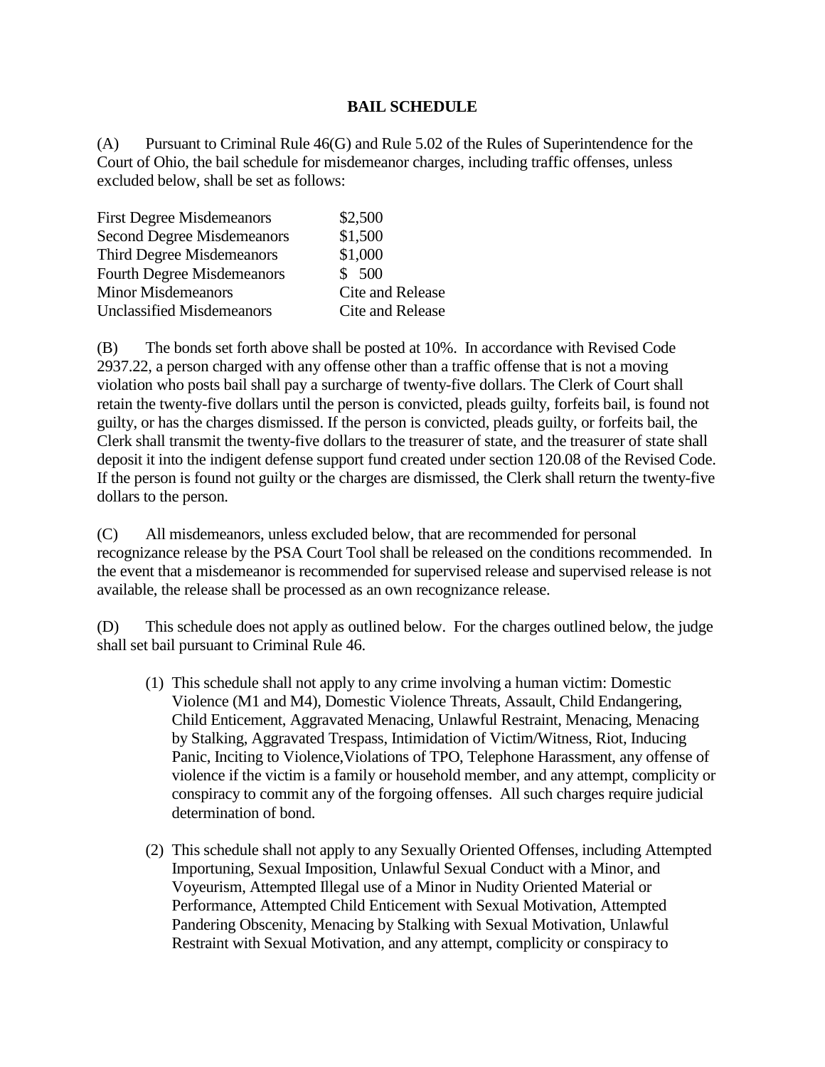# BAIL SCHEDULE

(A) Pursuant to Criminal Rule 46(G) and Rule 5.02 of the Rules of Superintendence for the Court of Ohio, the bail schedule for misdemeanor charges, including traffic offenses, unless excluded below, shall be set as follows:

| | |
|---|---|
| First Degree Misdemeanors | $2,500 |
| Second Degree Misdemeanors | $1,500 |
| Third Degree Misdemeanors | $1,000 |
| Fourth Degree Misdemeanors | $ 500 |
| Minor Misdemeanors | Cite and Release |
| Unclassified Misdemeanors | Cite and Release |

(B) The bonds set forth above shall be posted at 10%. In accordance with Revised Code 2937.22, a person charged with any offense other than a traffic offense that is not a moving violation who posts bail shall pay a surcharge of twenty-five dollars. The Clerk of Court shall retain the twenty-five dollars until the person is convicted, pleads guilty, forfeits bail, is found not guilty, or has the charges dismissed. If the person is convicted, pleads guilty, or forfeits bail, the Clerk shall transmit the twenty-five dollars to the treasurer of state, and the treasurer of state shall deposit it into the indigent defense support fund created under section 120.08 of the Revised Code. If the person is found not guilty or the charges are dismissed, the Clerk shall return the twenty-five dollars to the person.

(C) All misdemeanors, unless excluded below, that are recommended for personal recognizance release by the PSA Court Tool shall be released on the conditions recommended. In the event that a misdemeanor is recommended for supervised release and supervised release is not available, the release shall be processed as an own recognizance release.

(D) This schedule does not apply as outlined below. For the charges outlined below, the judge shall set bail pursuant to Criminal Rule 46.

1. This schedule shall not apply to any crime involving a human victim: Domestic Violence (M1 and M4), Domestic Violence Threats, Assault, Child Endangering, Child Enticement, Aggravated Menacing, Unlawful Restraint, Menacing, Menacing by Stalking, Aggravated Trespass, Intimidation of Victim/Witness, Riot, Inducing Panic, Inciting to Violence,Violations of TPO, Telephone Harassment, any offense of violence if the victim is a family or household member, and any attempt, complicity or conspiracy to commit any of the forgoing offenses. All such charges require judicial determination of bond.

2. This schedule shall not apply to any Sexually Oriented Offenses, including Attempted Importuning, Sexual Imposition, Unlawful Sexual Conduct with a Minor, and Voyeurism, Attempted Illegal use of a Minor in Nudity Oriented Material or Performance, Attempted Child Enticement with Sexual Motivation, Attempted Pandering Obscenity, Menacing by Stalking with Sexual Motivation, Unlawful Restraint with Sexual Motivation, and any attempt, complicity or conspiracy to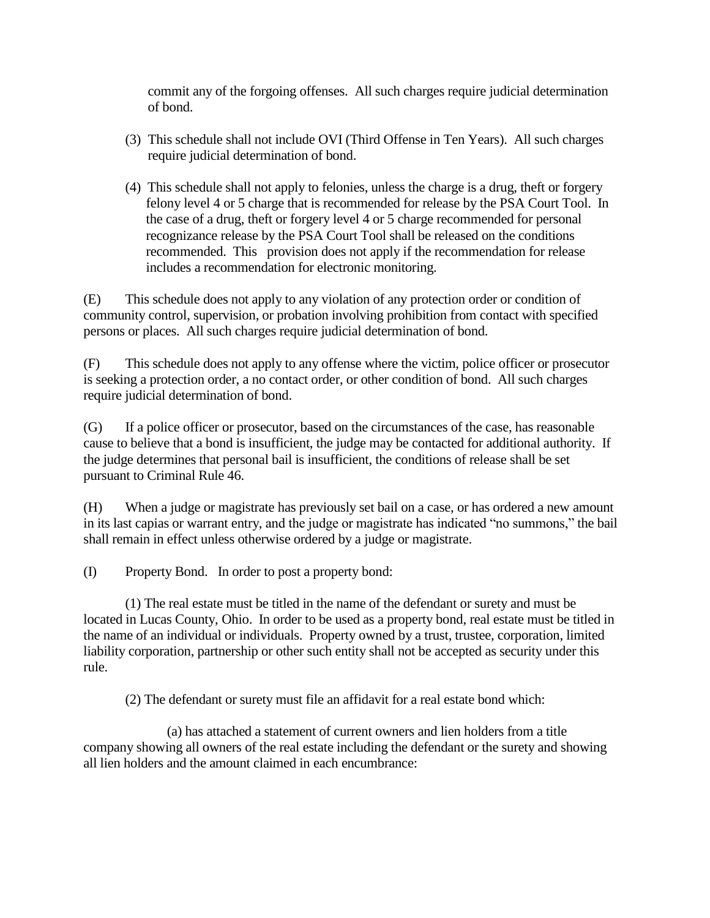commit any of the forgoing offenses. All such charges require judicial determination of bond.

(3) This schedule shall not include OVI (Third Offense in Ten Years). All such charges require judicial determination of bond.

(4) This schedule shall not apply to felonies, unless the charge is a drug, theft or forgery felony level 4 or 5 charge that is recommended for release by the PSA Court Tool. In the case of a drug, theft or forgery level 4 or 5 charge recommended for personal recognizance release by the PSA Court Tool shall be released on the conditions recommended. This provision does not apply if the recommendation for release includes a recommendation for electronic monitoring.

(E) This schedule does not apply to any violation of any protection order or condition of community control, supervision, or probation involving prohibition from contact with specified persons or places. All such charges require judicial determination of bond.

(F) This schedule does not apply to any offense where the victim, police officer or prosecutor is seeking a protection order, a no contact order, or other condition of bond. All such charges require judicial determination of bond.

(G) If a police officer or prosecutor, based on the circumstances of the case, has reasonable cause to believe that a bond is insufficient, the judge may be contacted for additional authority. If the judge determines that personal bail is insufficient, the conditions of release shall be set pursuant to Criminal Rule 46.

(H) When a judge or magistrate has previously set bail on a case, or has ordered a new amount in its last capias or warrant entry, and the judge or magistrate has indicated "no summons," the bail shall remain in effect unless otherwise ordered by a judge or magistrate.

(I) Property Bond. In order to post a property bond:

(1) The real estate must be titled in the name of the defendant or surety and must be located in Lucas County, Ohio. In order to be used as a property bond, real estate must be titled in the name of an individual or individuals. Property owned by a trust, trustee, corporation, limited liability corporation, partnership or other such entity shall not be accepted as security under this rule.

(2) The defendant or surety must file an affidavit for a real estate bond which:

(a) has attached a statement of current owners and lien holders from a title company showing all owners of the real estate including the defendant or the surety and showing all lien holders and the amount claimed in each encumbrance: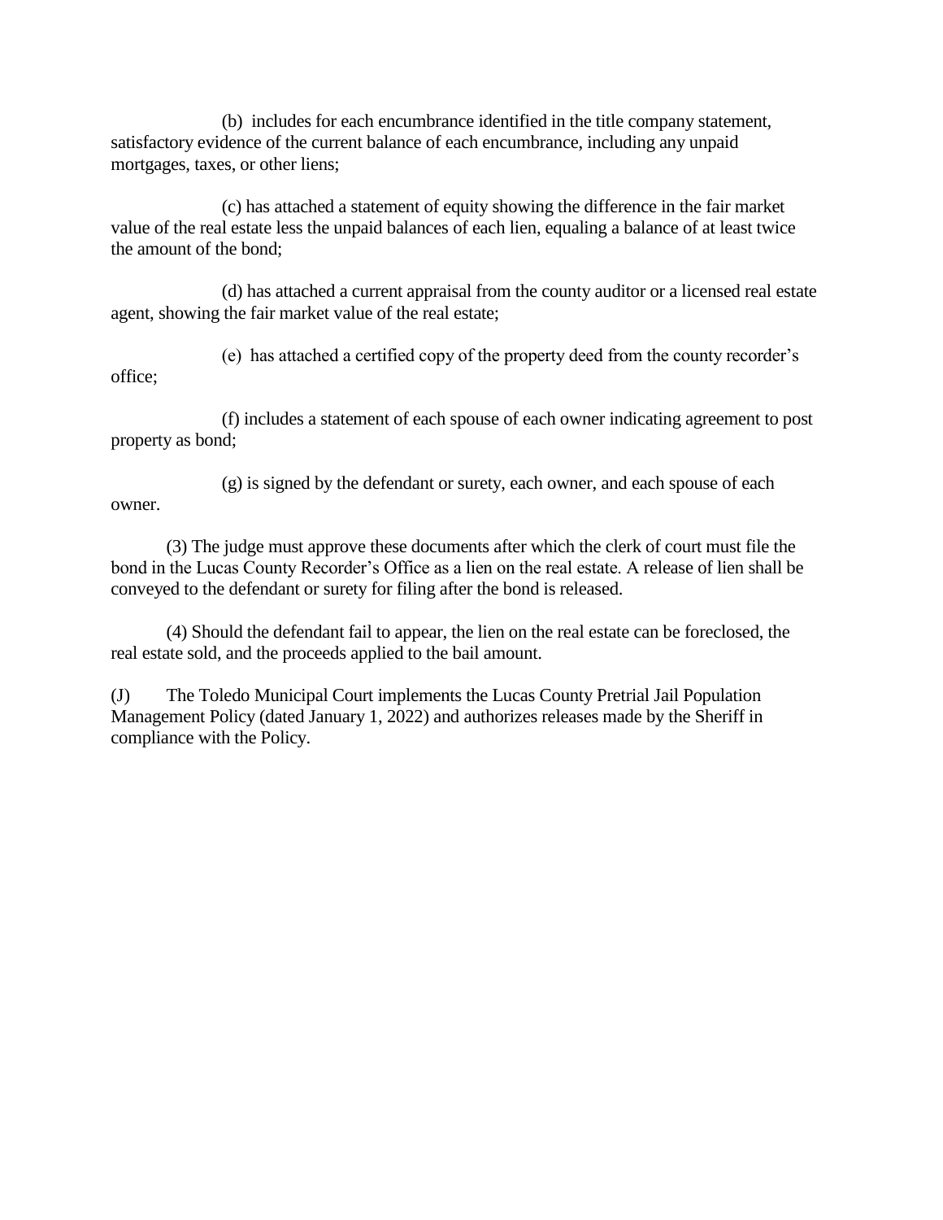(b) includes for each encumbrance identified in the title company statement, satisfactory evidence of the current balance of each encumbrance, including any unpaid mortgages, taxes, or other liens;

(c) has attached a statement of equity showing the difference in the fair market value of the real estate less the unpaid balances of each lien, equaling a balance of at least twice the amount of the bond;

(d) has attached a current appraisal from the county auditor or a licensed real estate agent, showing the fair market value of the real estate;

(e) has attached a certified copy of the property deed from the county recorder's office;

(f) includes a statement of each spouse of each owner indicating agreement to post property as bond;

(g) is signed by the defendant or surety, each owner, and each spouse of each owner.

(3) The judge must approve these documents after which the clerk of court must file the bond in the Lucas County Recorder's Office as a lien on the real estate. A release of lien shall be conveyed to the defendant or surety for filing after the bond is released.

(4) Should the defendant fail to appear, the lien on the real estate can be foreclosed, the real estate sold, and the proceeds applied to the bail amount.

(J) The Toledo Municipal Court implements the Lucas County Pretrial Jail Population Management Policy (dated January 1, 2022) and authorizes releases made by the Sheriff in compliance with the Policy.